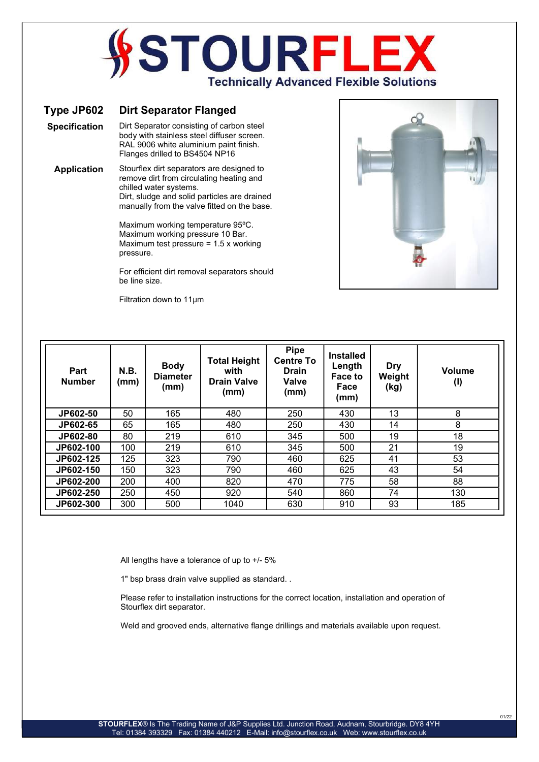# STOURFLEX

Technically Advanced Flexible Solutions

## Type JP602 Dirt Separator Flanged

**Specification**

Dirt Separator consisting of carbon steel body with stainless steel diffuser screen. RAL 9006 white aluminium paint finish. Flanges drilled to BS4504 NP16

**Application**

Stourflex dirt separators are designed to remove dirt from circulating heating and chilled water systems.
Dirt, sludge and solid particles are drained manually from the valve fitted on the base.

Maximum working temperature 95ºC.
Maximum working pressure 10 Bar.
Maximum test pressure = 1.5 x working pressure.

For efficient dirt removal separators should be line size.

Filtration down to 11µm

| Part Number | N.B. (mm) | Body Diameter (mm) | Total Height with Drain Valve (mm) | Pipe Centre To Drain Valve (mm) | Installed Length Face to Face (mm) | Dry Weight (kg) | Volume (l) |
|---|---|---|---|---|---|---|---|
| JP602-50 | 50 | 165 | 480 | 250 | 430 | 13 | 8 |
| JP602-65 | 65 | 165 | 480 | 250 | 430 | 14 | 8 |
| JP602-80 | 80 | 219 | 610 | 345 | 500 | 19 | 18 |
| JP602-100 | 100 | 219 | 610 | 345 | 500 | 21 | 19 |
| JP602-125 | 125 | 323 | 790 | 460 | 625 | 41 | 53 |
| JP602-150 | 150 | 323 | 790 | 460 | 625 | 43 | 54 |
| JP602-200 | 200 | 400 | 820 | 470 | 775 | 58 | 88 |
| JP602-250 | 250 | 450 | 920 | 540 | 860 | 74 | 130 |
| JP602-300 | 300 | 500 | 1040 | 630 | 910 | 93 | 185 |

All lengths have a tolerance of up to +/- 5%

1" bsp brass drain valve supplied as standard. .

Please refer to installation instructions for the correct location, installation and operation of Stourflex dirt separator.

Weld and grooved ends, alternative flange drillings and materials available upon request.

**STOURFLEX**® Is The Trading Name of J&P Supplies Ltd. Junction Road, Audnam, Stourbridge. DY8 4YH
Tel: 01384 393329 Fax: 01384 440212 E-Mail: info@stourflex.co.uk Web: www.stourflex.co.uk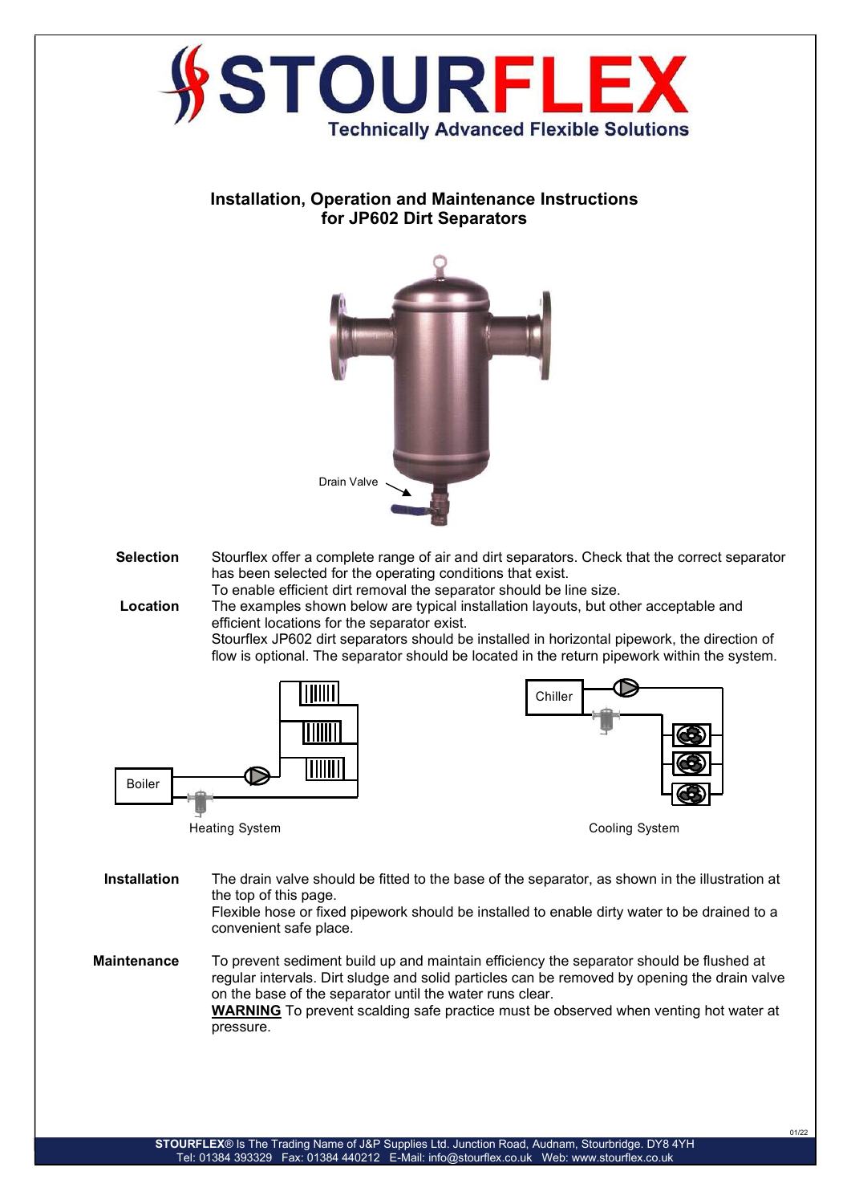# STOURFLEX

Technically Advanced Flexible Solutions

## Installation, Operation and Maintenance Instructions for JP602 Dirt Separators

Drain Valve

**Selection** Stourflex offer a complete range of air and dirt separators. Check that the correct separator has been selected for the operating conditions that exist.
To enable efficient dirt removal the separator should be line size.

**Location** The examples shown below are typical installation layouts, but other acceptable and efficient locations for the separator exist.
Stourflex JP602 dirt separators should be installed in horizontal pipework, the direction of flow is optional. The separator should be located in the return pipework within the system.

Boiler

Heating System

Chiller

Cooling System

**Installation** The drain valve should be fitted to the base of the separator, as shown in the illustration at the top of this page.
Flexible hose or fixed pipework should be installed to enable dirty water to be drained to a convenient safe place.

**Maintenance** To prevent sediment build up and maintain efficiency the separator should be flushed at regular intervals. Dirt sludge and solid particles can be removed by opening the drain valve on the base of the separator until the water runs clear.
<u>**WARNING**</u> To prevent scalding safe practice must be observed when venting hot water at pressure.

01/22

**STOURFLEX**® Is The Trading Name of J&P Supplies Ltd. Junction Road, Audnam, Stourbridge. DY8 4YH
Tel: 01384 393329 Fax: 01384 440212 E-Mail: info@stourflex.co.uk Web: www.stourflex.co.uk